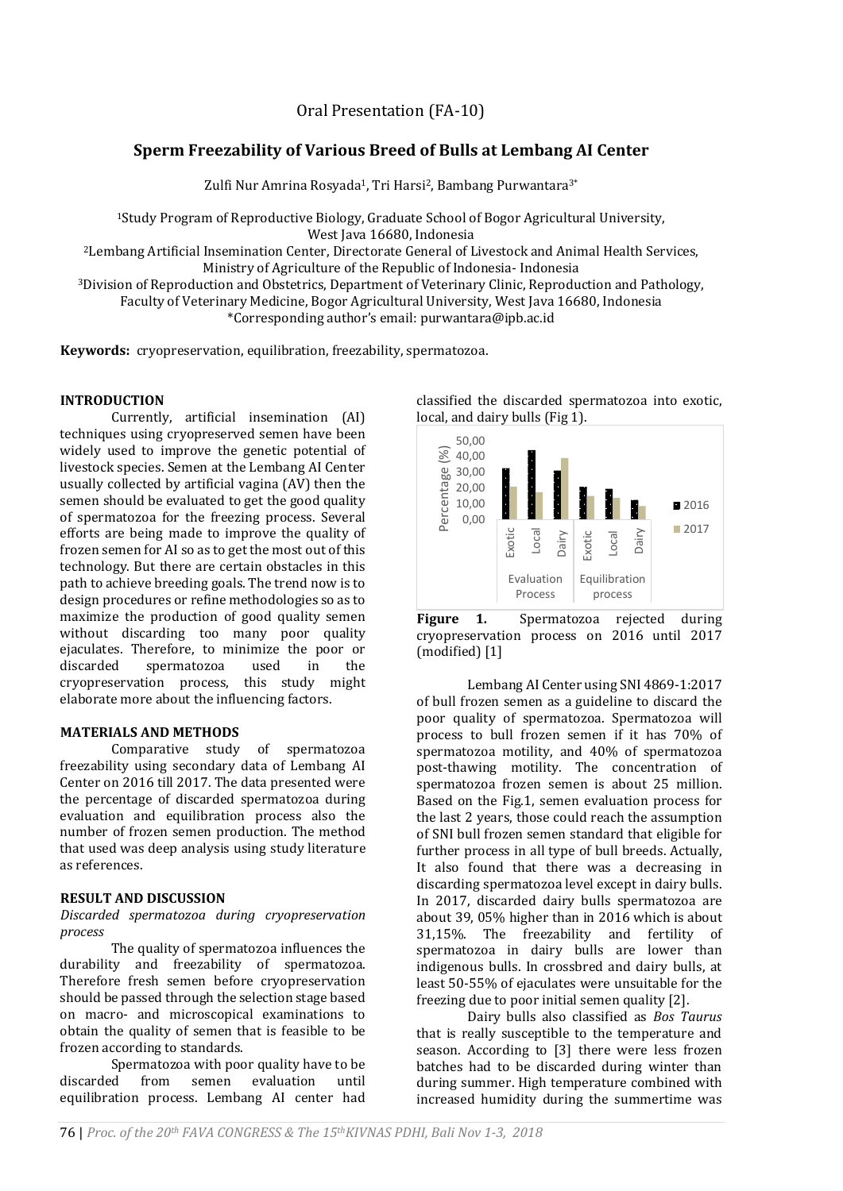Oral Presentation (FA-10)

# Sperm Freezability of Various Breed of Bulls at Lembang AI Center

Zulfi Nur Amrina Rosyada[1], Tri Harsi[2], Bambang Purwantara[3*]

[1]Study Program of Reproductive Biology, Graduate School of Bogor Agricultural University, West Java 16680, Indonesia
[2]Lembang Artificial Insemination Center, Directorate General of Livestock and Animal Health Services, Ministry of Agriculture of the Republic of Indonesia- Indonesia
[3]Division of Reproduction and Obstetrics, Department of Veterinary Clinic, Reproduction and Pathology, Faculty of Veterinary Medicine, Bogor Agricultural University, West Java 16680, Indonesia
*Corresponding author's email: purwantara@ipb.ac.id

**Keywords:** cryopreservation, equilibration, freezability, spermatozoa.

## INTRODUCTION

Currently, artificial insemination (AI) techniques using cryopreserved semen have been widely used to improve the genetic potential of livestock species. Semen at the Lembang AI Center usually collected by artificial vagina (AV) then the semen should be evaluated to get the good quality of spermatozoa for the freezing process. Several efforts are being made to improve the quality of frozen semen for AI so as to get the most out of this technology. But there are certain obstacles in this path to achieve breeding goals. The trend now is to design procedures or refine methodologies so as to maximize the production of good quality semen without discarding too many poor quality ejaculates. Therefore, to minimize the poor or discarded spermatozoa used in the cryopreservation process, this study might elaborate more about the influencing factors.

## MATERIALS AND METHODS

Comparative study of spermatozoa freezability using secondary data of Lembang AI Center on 2016 till 2017. The data presented were the percentage of discarded spermatozoa during evaluation and equilibration process also the number of frozen semen production. The method that used was deep analysis using study literature as references.

## RESULT AND DISCUSSION

*Discarded spermatozoa during cryopreservation process*

The quality of spermatozoa influences the durability and freezability of spermatozoa. Therefore fresh semen before cryopreservation should be passed through the selection stage based on macro- and microscopical examinations to obtain the quality of semen that is feasible to be frozen according to standards.

Spermatozoa with poor quality have to be discarded from semen evaluation until equilibration process. Lembang AI center had classified the discarded spermatozoa into exotic, local, and dairy bulls (Fig 1).

**Figure 1.** Spermatozoa rejected during cryopreservation process on 2016 until 2017 (modified) [1]

Lembang AI Center using SNI 4869-1:2017 of bull frozen semen as a guideline to discard the poor quality of spermatozoa. Spermatozoa will process to bull frozen semen if it has 70% of spermatozoa motility, and 40% of spermatozoa post-thawing motility. The concentration of spermatozoa frozen semen is about 25 million. Based on the Fig.1, semen evaluation process for the last 2 years, those could reach the assumption of SNI bull frozen semen standard that eligible for further process in all type of bull breeds. Actually, It also found that there was a decreasing in discarding spermatozoa level except in dairy bulls. In 2017, discarded dairy bulls spermatozoa are about 39, 05% higher than in 2016 which is about 31,15%. The freezability and fertility of spermatozoa in dairy bulls are lower than indigenous bulls. In crossbred and dairy bulls, at least 50-55% of ejaculates were unsuitable for the freezing due to poor initial semen quality [2].

Dairy bulls also classified as *Bos Taurus* that is really susceptible to the temperature and season. According to [3] there were less frozen batches had to be discarded during winter than during summer. High temperature combined with increased humidity during the summertime was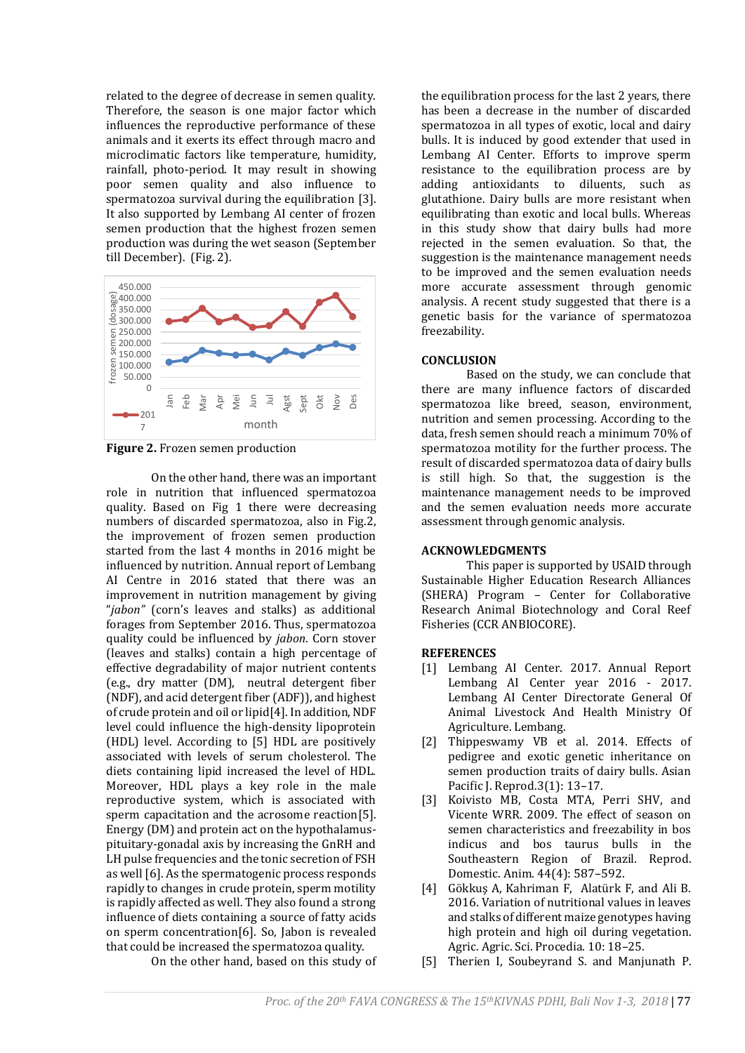related to the degree of decrease in semen quality. Therefore, the season is one major factor which influences the reproductive performance of these animals and it exerts its effect through macro and microclimatic factors like temperature, humidity, rainfall, photo-period. It may result in showing poor semen quality and also influence to spermatozoa survival during the equilibration [3]. It also supported by Lembang AI center of frozen semen production that the highest frozen semen production was during the wet season (September till December). (Fig. 2).

**Figure 2.** Frozen semen production

On the other hand, there was an important role in nutrition that influenced spermatozoa quality. Based on Fig 1 there were decreasing numbers of discarded spermatozoa, also in Fig.2, the improvement of frozen semen production started from the last 4 months in 2016 might be influenced by nutrition. Annual report of Lembang AI Centre in 2016 stated that there was an improvement in nutrition management by giving "*jabon*" (corn's leaves and stalks) as additional forages from September 2016. Thus, spermatozoa quality could be influenced by *jabon*. Corn stover (leaves and stalks) contain a high percentage of effective degradability of major nutrient contents (e.g., dry matter (DM), neutral detergent fiber (NDF), and acid detergent fiber (ADF)), and highest of crude protein and oil or lipid[4]. In addition, NDF level could influence the high-density lipoprotein (HDL) level. According to [5] HDL are positively associated with levels of serum cholesterol. The diets containing lipid increased the level of HDL. Moreover, HDL plays a key role in the male reproductive system, which is associated with sperm capacitation and the acrosome reaction[5]. Energy (DM) and protein act on the hypothalamus-pituitary-gonadal axis by increasing the GnRH and LH pulse frequencies and the tonic secretion of FSH as well [6]. As the spermatogenic process responds rapidly to changes in crude protein, sperm motility is rapidly affected as well. They also found a strong influence of diets containing a source of fatty acids on sperm concentration[6]. So, Jabon is revealed that could be increased the spermatozoa quality.

On the other hand, based on this study of the equilibration process for the last 2 years, there has been a decrease in the number of discarded spermatozoa in all types of exotic, local and dairy bulls. It is induced by good extender that used in Lembang AI Center. Efforts to improve sperm resistance to the equilibration process are by adding antioxidants to diluents, such as glutathione. Dairy bulls are more resistant when equilibrating than exotic and local bulls. Whereas in this study show that dairy bulls had more rejected in the semen evaluation. So that, the suggestion is the maintenance management needs to be improved and the semen evaluation needs more accurate assessment through genomic analysis. A recent study suggested that there is a genetic basis for the variance of spermatozoa freezability.

## CONCLUSION

Based on the study, we can conclude that there are many influence factors of discarded spermatozoa like breed, season, environment, nutrition and semen processing. According to the data, fresh semen should reach a minimum 70% of spermatozoa motility for the further process. The result of discarded spermatozoa data of dairy bulls is still high. So that, the suggestion is the maintenance management needs to be improved and the semen evaluation needs more accurate assessment through genomic analysis.

## ACKNOWLEDGMENTS

This paper is supported by USAID through Sustainable Higher Education Research Alliances (SHERA) Program – Center for Collaborative Research Animal Biotechnology and Coral Reef Fisheries (CCR ANBIOCORE).

## REFERENCES

[1] Lembang AI Center. 2017. Annual Report Lembang AI Center year 2016 - 2017. Lembang AI Center Directorate General Of Animal Livestock And Health Ministry Of Agriculture. Lembang.

[2] Thippeswamy VB et al. 2014. Effects of pedigree and exotic genetic inheritance on semen production traits of dairy bulls. Asian Pacific J. Reprod.3(1): 13–17.

[3] Koivisto MB, Costa MTA, Perri SHV, and Vicente WRR. 2009. The effect of season on semen characteristics and freezability in bos indicus and bos taurus bulls in the Southeastern Region of Brazil. Reprod. Domestic. Anim. 44(4): 587–592.

[4] Gökkuş A, Kahriman F, Alatürk F, and Ali B. 2016. Variation of nutritional values in leaves and stalks of different maize genotypes having high protein and high oil during vegetation. Agric. Agric. Sci. Procedia. 10: 18–25.

[5] Therien I, Soubeyrand S. and Manjunath P.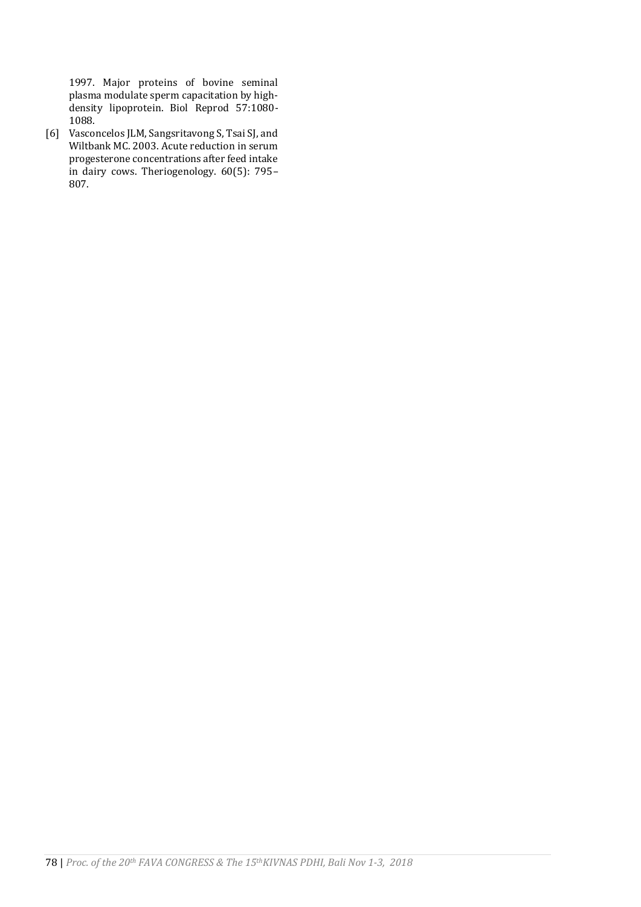1997. Major proteins of bovine seminal plasma modulate sperm capacitation by high-density lipoprotein. Biol Reprod 57:1080-1088.

[6] Vasconcelos JLM, Sangsritavong S, Tsai SJ, and Wiltbank MC. 2003. Acute reduction in serum progesterone concentrations after feed intake in dairy cows. Theriogenology. 60(5): 795–807.